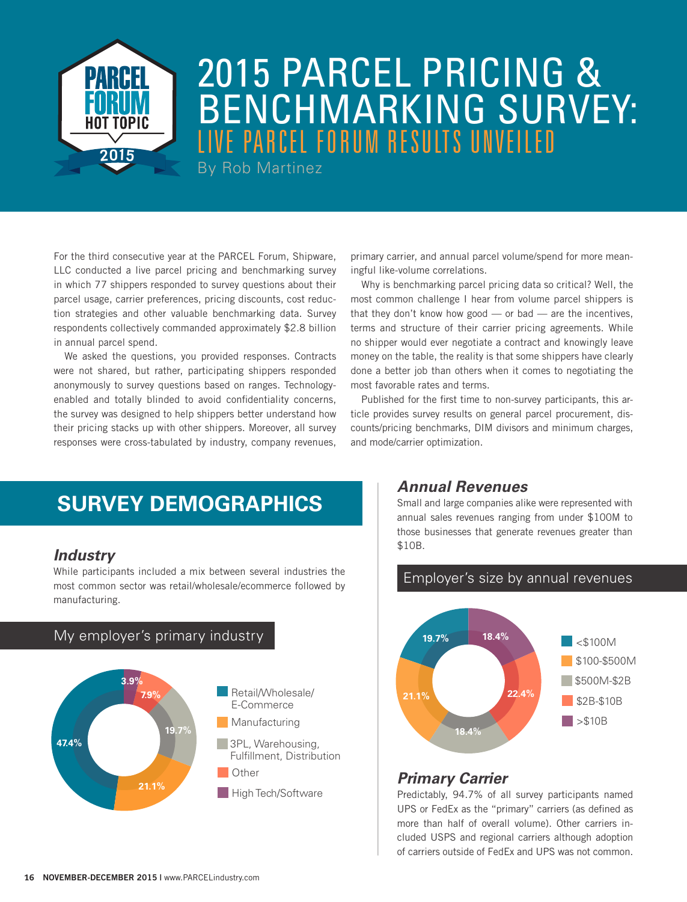# 2015 PARCEL PRICING & BENCHMARKING SURVEY: LIVE PARCEL FORUM RESULTS UNVEILED

By Rob Martinez

For the third consecutive year at the PARCEL Forum, Shipware, LLC conducted a live parcel pricing and benchmarking survey in which 77 shippers responded to survey questions about their parcel usage, carrier preferences, pricing discounts, cost reduction strategies and other valuable benchmarking data. Survey respondents collectively commanded approximately $2.8 billion in annual parcel spend.

We asked the questions, you provided responses. Contracts were not shared, but rather, participating shippers responded anonymously to survey questions based on ranges. Technology-enabled and totally blinded to avoid confidentiality concerns, the survey was designed to help shippers better understand how their pricing stacks up with other shippers. Moreover, all survey responses were cross-tabulated by industry, company revenues, primary carrier, and annual parcel volume/spend for more meaningful like-volume correlations.

Why is benchmarking parcel pricing data so critical? Well, the most common challenge I hear from volume parcel shippers is that they don't know how good — or bad — are the incentives, terms and structure of their carrier pricing agreements. While no shipper would ever negotiate a contract and knowingly leave money on the table, the reality is that some shippers have clearly done a better job than others when it comes to negotiating the most favorable rates and terms.

Published for the first time to non-survey participants, this article provides survey results on general parcel procurement, discounts/pricing benchmarks, DIM divisors and minimum charges, and mode/carrier optimization.

## SURVEY DEMOGRAPHICS

### *Industry*

While participants included a mix between several industries the most common sector was retail/wholesale/ecommerce followed by manufacturing.

**My employer's primary industry**

| Industry | Percentage |
|---|---|
| Retail/Wholesale/E-Commerce | 47.4% |
| Manufacturing | 21.1% |
| 3PL, Warehousing, Fulfillment, Distribution | 19.7% |
| Other | 7.9% |
| High Tech/Software | 3.9% |

### *Annual Revenues*

Small and large companies alike were represented with annual sales revenues ranging from under $100M to those businesses that generate revenues greater than $10B.

**Employer's size by annual revenues**

| Annual Revenues | Percentage |
|---|---|
| <$100M | 19.7% |
| $100-$500M | 21.1% |
| $500M-$2B | 18.4% |
| $2B-$10B | 22.4% |
| >$10B | 18.4% |

### *Primary Carrier*

Predictably, 94.7% of all survey participants named UPS or FedEx as the "primary" carriers (as defined as more than half of overall volume). Other carriers included USPS and regional carriers although adoption of carriers outside of FedEx and UPS was not common.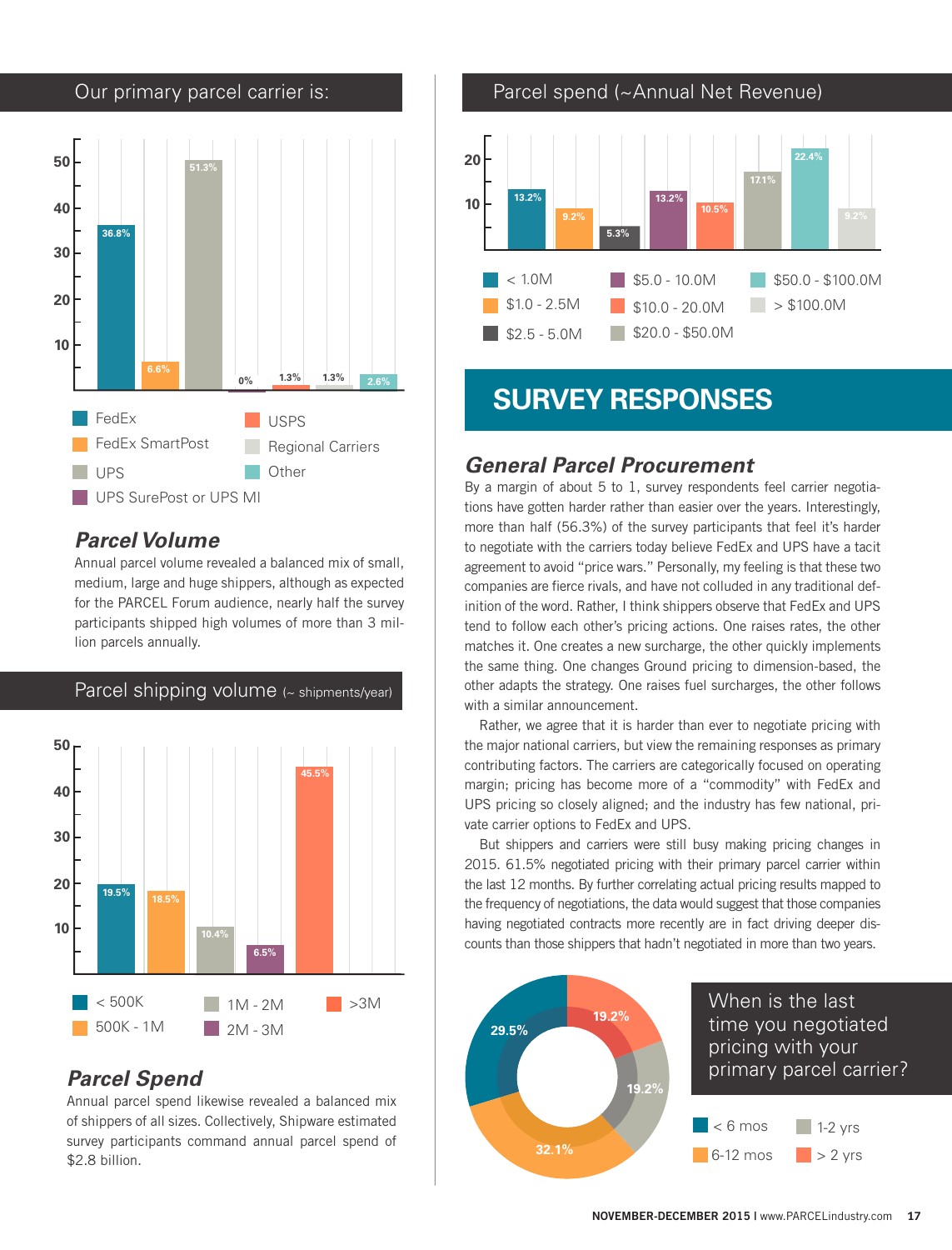## Our primary parcel carrier is:

| Carrier | % |
|---|---|
| FedEx | 36.8% |
| FedEx SmartPost | 6.6% |
| UPS | 51.3% |
| UPS SurePost or UPS MI | 0% |
| USPS | 1.3% |
| Regional Carriers | 1.3% |
| Other | 2.6% |

### *Parcel Volume*

Annual parcel volume revealed a balanced mix of small, medium, large and huge shippers, although as expected for the PARCEL Forum audience, nearly half the survey participants shipped high volumes of more than 3 million parcels annually.

## Parcel shipping volume (~ shipments/year)

| Volume | % |
|---|---|
| < 500K | 19.5% |
| 500K - 1M | 18.5% |
| 1M - 2M | 10.4% |
| 2M - 3M | 6.5% |
| >3M | 45.5% |

### *Parcel Spend*

Annual parcel spend likewise revealed a balanced mix of shippers of all sizes. Collectively, Shipware estimated survey participants command annual parcel spend of $2.8 billion.

## Parcel spend (~Annual Net Revenue)

| Spend | % |
|---|---|
| < 1.0M | 13.2% |
| $1.0 - 2.5M | 9.2% |
| $2.5 - 5.0M | 5.3% |
| $5.0 - 10.0M | 13.2% |
| $10.0 - 20.0M | 10.5% |
| $20.0 - $50.0M | 17.1% |
| $50.0 - $100.0M | 22.4% |
| > $100.0M | 9.2% |

# SURVEY RESPONSES

## *General Parcel Procurement*

By a margin of about 5 to 1, survey respondents feel carrier negotiations have gotten harder rather than easier over the years. Interestingly, more than half (56.3%) of the survey participants that feel it's harder to negotiate with the carriers today believe FedEx and UPS have a tacit agreement to avoid "price wars." Personally, my feeling is that these two companies are fierce rivals, and have not colluded in any traditional definition of the word. Rather, I think shippers observe that FedEx and UPS tend to follow each other's pricing actions. One raises rates, the other matches it. One creates a new surcharge, the other quickly implements the same thing. One changes Ground pricing to dimension-based, the other adapts the strategy. One raises fuel surcharges, the other follows with a similar announcement.

Rather, we agree that it is harder than ever to negotiate pricing with the major national carriers, but view the remaining responses as primary contributing factors. The carriers are categorically focused on operating margin; pricing has become more of a "commodity" with FedEx and UPS pricing so closely aligned; and the industry has few national, private carrier options to FedEx and UPS.

But shippers and carriers were still busy making pricing changes in 2015. 61.5% negotiated pricing with their primary parcel carrier within the last 12 months. By further correlating actual pricing results mapped to the frequency of negotiations, the data would suggest that those companies having negotiated contracts more recently are in fact driving deeper discounts than those shippers that hadn't negotiated in more than two years.

## When is the last time you negotiated pricing with your primary parcel carrier?

| Time | % |
|---|---|
| < 6 mos | 29.5% |
| 6-12 mos | 32.1% |
| 1-2 yrs | 19.2% |
| > 2 yrs | 19.2% |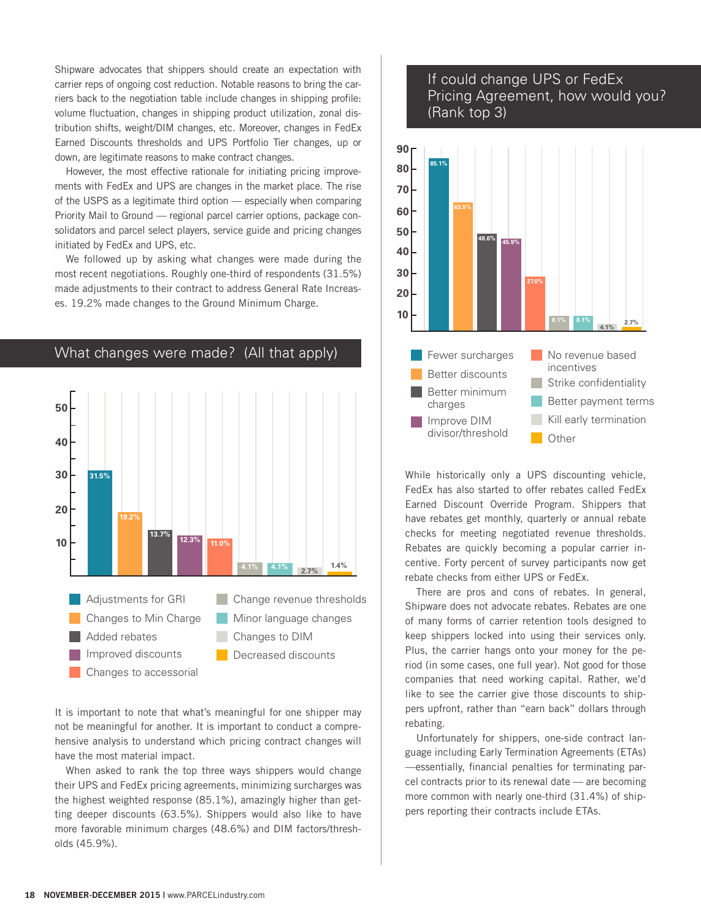Shipware advocates that shippers should create an expectation with carrier reps of ongoing cost reduction. Notable reasons to bring the carriers back to the negotiation table include changes in shipping profile: volume fluctuation, changes in shipping product utilization, zonal distribution shifts, weight/DIM changes, etc. Moreover, changes in FedEx Earned Discounts thresholds and UPS Portfolio Tier changes, up or down, are legitimate reasons to make contract changes.

However, the most effective rationale for initiating pricing improvements with FedEx and UPS are changes in the market place. The rise of the USPS as a legitimate third option — especially when comparing Priority Mail to Ground — regional parcel carrier options, package consolidators and parcel select players, service guide and pricing changes initiated by FedEx and UPS, etc.

We followed up by asking what changes were made during the most recent negotiations. Roughly one-third of respondents (31.5%) made adjustments to their contract to address General Rate Increases. 19.2% made changes to the Ground Minimum Charge.

## What changes were made? (All that apply)

| Change | Percent |
|---|---|
| Adjustments for GRI | 31.5% |
| Changes to Min Charge | 19.2% |
| Added rebates | 13.7% |
| Improved discounts | 12.3% |
| Changes to accessorial | 11.0% |
| Change revenue thresholds | 4.1% |
| Minor language changes | 4.1% |
| Changes to DIM | 2.7% |
| Decreased discounts | 1.4% |

It is important to note that what's meaningful for one shipper may not be meaningful for another. It is important to conduct a comprehensive analysis to understand which pricing contract changes will have the most material impact.

When asked to rank the top three ways shippers would change their UPS and FedEx pricing agreements, minimizing surcharges was the highest weighted response (85.1%), amazingly higher than getting deeper discounts (63.5%). Shippers would also like to have more favorable minimum charges (48.6%) and DIM factors/thresholds (45.9%).

## If could change UPS or FedEx Pricing Agreement, how would you? (Rank top 3)

| Change | Percent |
|---|---|
| Fewer surcharges | 85.1% |
| Better discounts | 63.5% |
| Better minimum charges | 48.6% |
| Improve DIM divisor/threshold | 45.9% |
| No revenue based incentives | 27.0% |
| Strike confidentiality | 8.1% |
| Better payment terms | 8.1% |
| Kill early termination | 4.1% |
| Other | 2.7% |

While historically only a UPS discounting vehicle, FedEx has also started to offer rebates called FedEx Earned Discount Override Program. Shippers that have rebates get monthly, quarterly or annual rebate checks for meeting negotiated revenue thresholds. Rebates are quickly becoming a popular carrier incentive. Forty percent of survey participants now get rebate checks from either UPS or FedEx.

There are pros and cons of rebates. In general, Shipware does not advocate rebates. Rebates are one of many forms of carrier retention tools designed to keep shippers locked into using their services only. Plus, the carrier hangs onto your money for the period (in some cases, one full year). Not good for those companies that need working capital. Rather, we'd like to see the carrier give those discounts to shippers upfront, rather than "earn back" dollars through rebating.

Unfortunately for shippers, one-side contract language including Early Termination Agreements (ETAs) —essentially, financial penalties for terminating parcel contracts prior to its renewal date — are becoming more common with nearly one-third (31.4%) of shippers reporting their contracts include ETAs.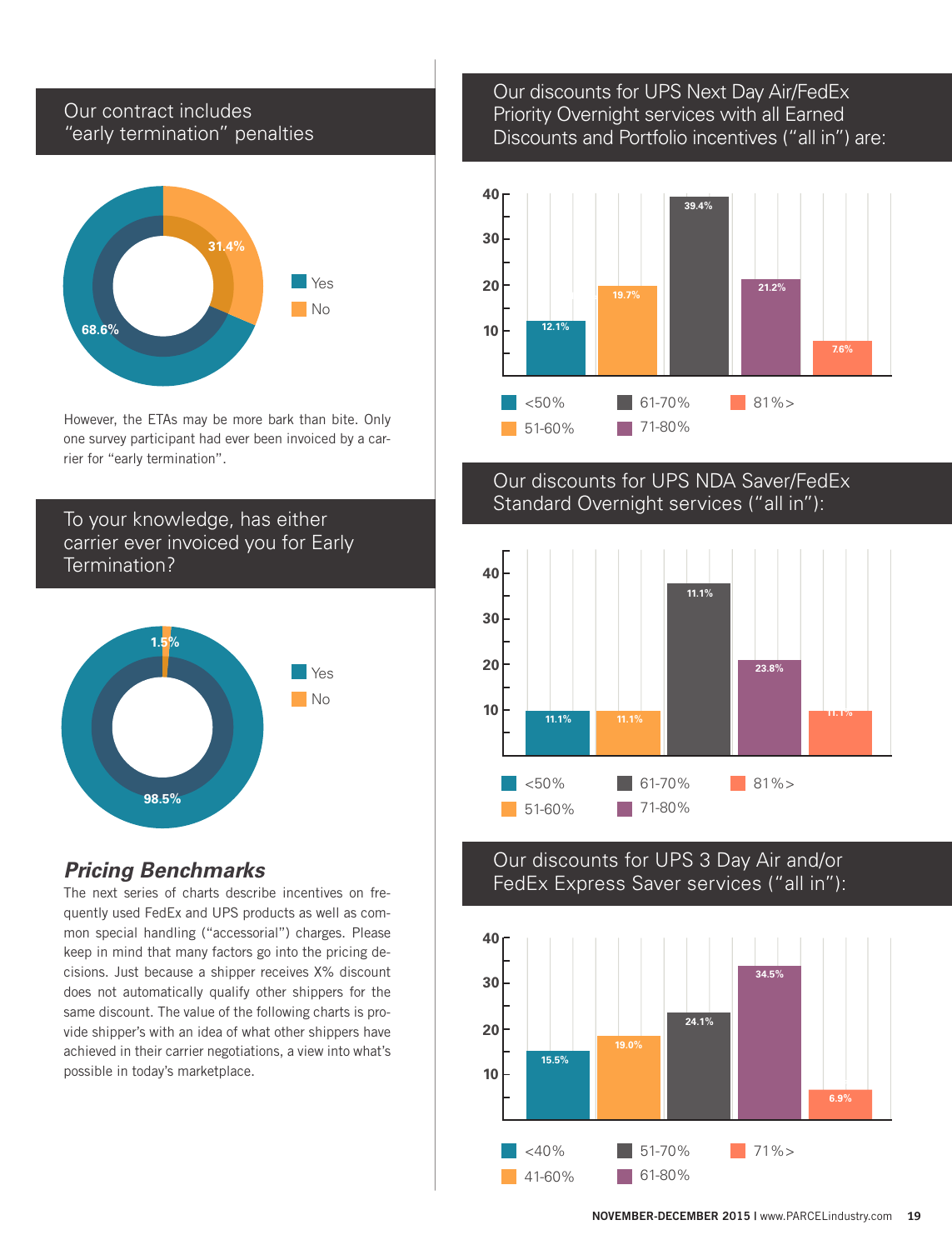## Our contract includes "early termination" penalties

| Response | Percentage |
|---|---|
| Yes | 68.6% |
| No | 31.4% |

However, the ETAs may be more bark than bite. Only one survey participant had ever been invoiced by a carrier for "early termination".

## To your knowledge, has either carrier ever invoiced you for Early Termination?

| Response | Percentage |
|---|---|
| Yes | 98.5% |
| No | 1.5% |

### *Pricing Benchmarks*

The next series of charts describe incentives on frequently used FedEx and UPS products as well as common special handling ("accessorial") charges. Please keep in mind that many factors go into the pricing decisions. Just because a shipper receives X% discount does not automatically qualify other shippers for the same discount. The value of the following charts is provide shipper's with an idea of what other shippers have achieved in their carrier negotiations, a view into what's possible in today's marketplace.

## Our discounts for UPS Next Day Air/FedEx Priority Overnight services with all Earned Discounts and Portfolio incentives ("all in") are:

| Discount | Percentage |
|---|---|
| <50% | 12.1% |
| 51-60% | 19.7% |
| 61-70% | 39.4% |
| 71-80% | 21.2% |
| 81%> | 7.6% |

## Our discounts for UPS NDA Saver/FedEx Standard Overnight services ("all in"):

| Discount | Percentage |
|---|---|
| <50% | 11.1% |
| 51-60% | 11.1% |
| 61-70% | 11.1% |
| 71-80% | 23.8% |
| 81%> | 11.1% |

## Our discounts for UPS 3 Day Air and/or FedEx Express Saver services ("all in"):

| Discount | Percentage |
|---|---|
| <40% | 15.5% |
| 41-60% | 19.0% |
| 51-70% | 24.1% |
| 61-80% | 34.5% |
| 71%> | 6.9% |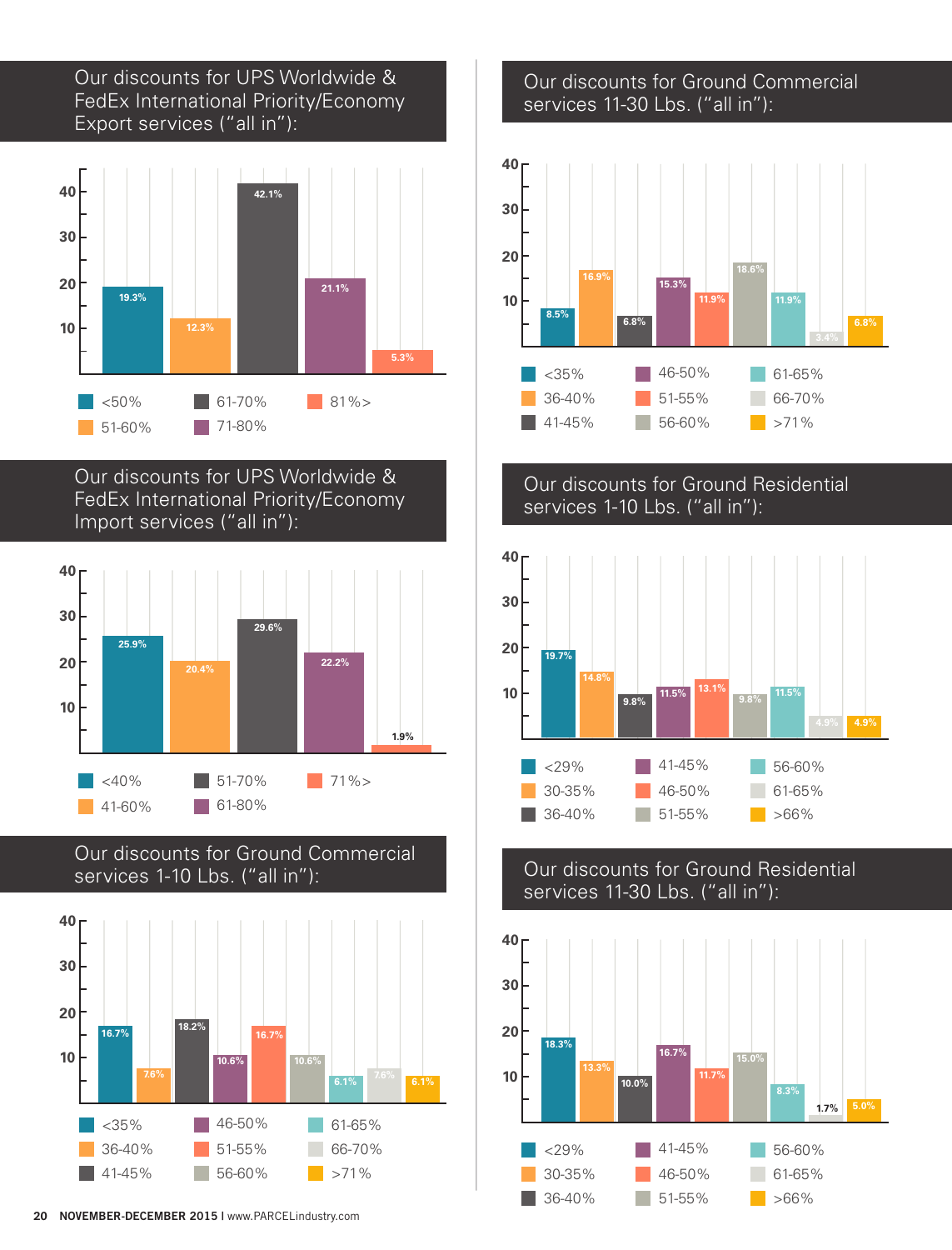## Our discounts for UPS Worldwide & FedEx International Priority/Economy Export services ("all in"):

| Discount | % |
|---|---|
| <50% | 19.3% |
| 51-60% | 12.3% |
| 61-70% | 42.1% |
| 71-80% | 21.1% |
| 81%> | 5.3% |

## Our discounts for UPS Worldwide & FedEx International Priority/Economy Import services ("all in"):

| Discount | % |
|---|---|
| <40% | 25.9% |
| 41-60% | 20.4% |
| 51-70% | 29.6% |
| 61-80% | 22.2% |
| 71%> | 1.9% |

## Our discounts for Ground Commercial services 1-10 Lbs. ("all in"):

| Discount | % |
|---|---|
| <35% | 16.7% |
| 36-40% | 7.6% |
| 41-45% | 18.2% |
| 46-50% | 10.6% |
| 51-55% | 16.7% |
| 56-60% | 10.6% |
| 61-65% | 6.1% |
| 66-70% | 7.6% |
| >71% | 6.1% |

## Our discounts for Ground Commercial services 11-30 Lbs. ("all in"):

| Discount | % |
|---|---|
| <35% | 8.5% |
| 36-40% | 16.9% |
| 41-45% | 6.8% |
| 46-50% | 15.3% |
| 51-55% | 11.9% |
| 56-60% | 18.6% |
| 61-65% | 11.9% |
| 66-70% | 3.4% |
| >71% | 6.8% |

## Our discounts for Ground Residential services 1-10 Lbs. ("all in"):

| Discount | % |
|---|---|
| <29% | 19.7% |
| 30-35% | 14.8% |
| 36-40% | 9.8% |
| 41-45% | 11.5% |
| 46-50% | 13.1% |
| 51-55% | 9.8% |
| 56-60% | 11.5% |
| 61-65% | 4.9% |
| >66% | 4.9% |

## Our discounts for Ground Residential services 11-30 Lbs. ("all in"):

| Discount | % |
|---|---|
| <29% | 18.3% |
| 30-35% | 13.3% |
| 36-40% | 10.0% |
| 41-45% | 16.7% |
| 46-50% | 11.7% |
| 51-55% | 15.0% |
| 56-60% | 8.3% |
| 61-65% | 1.7% |
| >66% | 5.0% |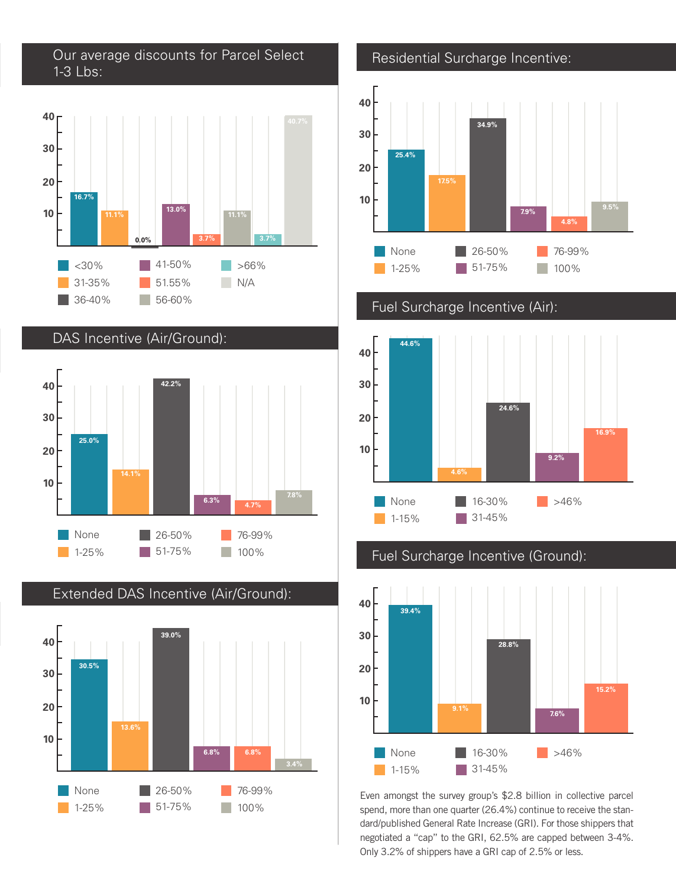## Our average discounts for Parcel Select 1-3 Lbs:

| Discount | % |
|---|---|
| <30% | 16.7% |
| 31-35% | 11.1% |
| 36-40% | 0.0% |
| 41-50% | 13.0% |
| 51.55% | 3.7% |
| 56-60% | 11.1% |
| >66% | 3.7% |
| N/A | 40.7% |

## DAS Incentive (Air/Ground):

| Incentive | % |
|---|---|
| None | 25.0% |
| 1-25% | 14.1% |
| 26-50% | 42.2% |
| 51-75% | 6.3% |
| 76-99% | 4.7% |
| 100% | 7.8% |

## Extended DAS Incentive (Air/Ground):

| Incentive | % |
|---|---|
| None | 30.5% |
| 1-25% | 13.6% |
| 26-50% | 39.0% |
| 51-75% | 6.8% |
| 76-99% | 6.8% |
| 100% | 3.4% |

## Residential Surcharge Incentive:

| Incentive | % |
|---|---|
| None | 25.4% |
| 1-25% | 17.5% |
| 26-50% | 34.9% |
| 51-75% | 7.9% |
| 76-99% | 4.8% |
| 100% | 9.5% |

## Fuel Surcharge Incentive (Air):

| Incentive | % |
|---|---|
| None | 44.6% |
| 1-15% | 4.6% |
| 16-30% | 24.6% |
| 31-45% | 9.2% |
| >46% | 16.9% |

## Fuel Surcharge Incentive (Ground):

| Incentive | % |
|---|---|
| None | 39.4% |
| 1-15% | 9.1% |
| 16-30% | 28.8% |
| 31-45% | 7.6% |
| >46% | 15.2% |

Even amongst the survey group's $2.8 billion in collective parcel spend, more than one quarter (26.4%) continue to receive the standard/published General Rate Increase (GRI). For those shippers that negotiated a "cap" to the GRI, 62.5% are capped between 3-4%. Only 3.2% of shippers have a GRI cap of 2.5% or less.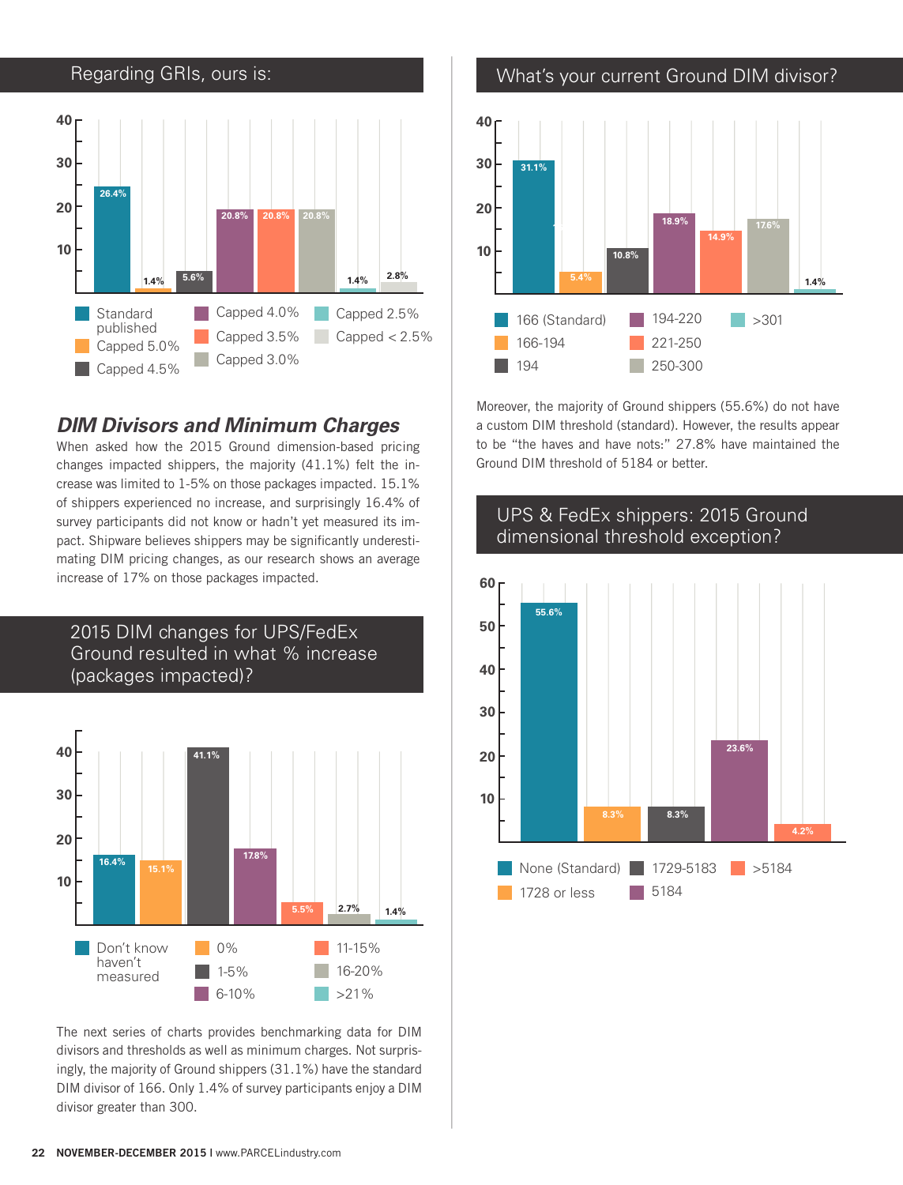## Regarding GRIs, ours is:

| Category | % |
|---|---|
| Standard published | 26.4% |
| Capped 5.0% | 1.4% |
| Capped 4.5% | 5.6% |
| Capped 4.0% | 20.8% |
| Capped 3.5% | 20.8% |
| Capped 3.0% | 20.8% |
| Capped 2.5% | 1.4% |
| Capped < 2.5% | 2.8% |

## *DIM Divisors and Minimum Charges*

When asked how the 2015 Ground dimension-based pricing changes impacted shippers, the majority (41.1%) felt the increase was limited to 1-5% on those packages impacted. 15.1% of shippers experienced no increase, and surprisingly 16.4% of survey participants did not know or hadn't yet measured its impact. Shipware believes shippers may be significantly underestimating DIM pricing changes, as our research shows an average increase of 17% on those packages impacted.

## 2015 DIM changes for UPS/FedEx Ground resulted in what % increase (packages impacted)?

| Category | % |
|---|---|
| Don't know haven't measured | 16.4% |
| 0% | 15.1% |
| 1-5% | 41.1% |
| 6-10% | 17.8% |
| 11-15% | 5.5% |
| 16-20% | 2.7% |
| >21% | 1.4% |

The next series of charts provides benchmarking data for DIM divisors and thresholds as well as minimum charges. Not surprisingly, the majority of Ground shippers (31.1%) have the standard DIM divisor of 166. Only 1.4% of survey participants enjoy a DIM divisor greater than 300.

## What's your current Ground DIM divisor?

| Category | % |
|---|---|
| 166 (Standard) | 31.1% |
| 166-194 | 5.4% |
| 194 | 10.8% |
| 194-220 | 18.9% |
| 221-250 | 14.9% |
| 250-300 | 17.6% |
| >301 | 1.4% |

Moreover, the majority of Ground shippers (55.6%) do not have a custom DIM threshold (standard). However, the results appear to be "the haves and have nots:" 27.8% have maintained the Ground DIM threshold of 5184 or better.

## UPS & FedEx shippers: 2015 Ground dimensional threshold exception?

| Category | % |
|---|---|
| None (Standard) | 55.6% |
| 1728 or less | 8.3% |
| 1729-5183 | 8.3% |
| 5184 | 23.6% |
| >5184 | 4.2% |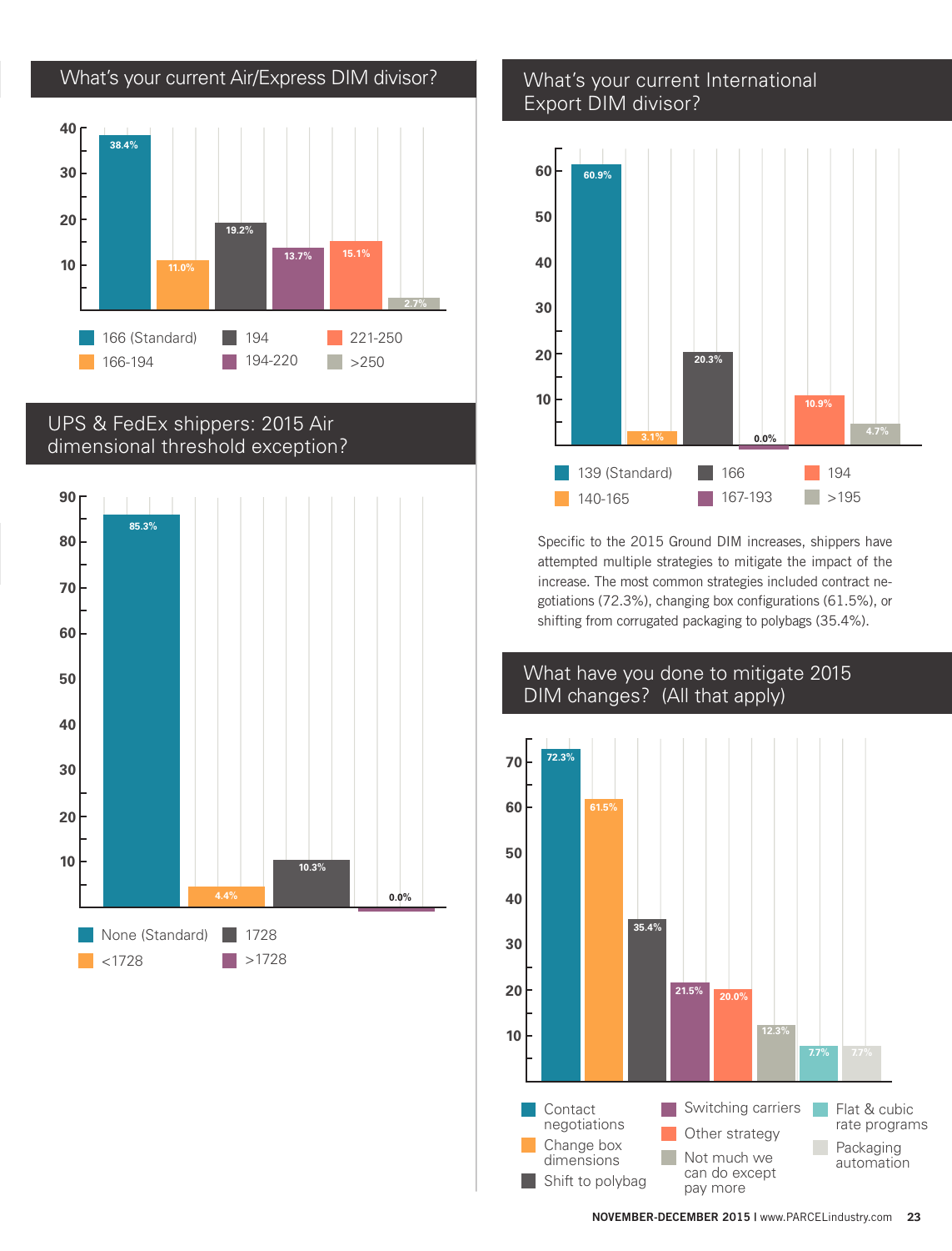## What's your current Air/Express DIM divisor?

| DIM divisor | Percentage |
| --- | --- |
| 166 (Standard) | 38.4% |
| 166-194 | 11.0% |
| 194 | 19.2% |
| 194-220 | 13.7% |
| 221-250 | 15.1% |
| >250 | 2.7% |

## UPS & FedEx shippers: 2015 Air dimensional threshold exception?

| Threshold | Percentage |
| --- | --- |
| None (Standard) | 85.3% |
| <1728 | 4.4% |
| 1728 | 10.3% |
| >1728 | 0.0% |

## What's your current International Export DIM divisor?

| DIM divisor | Percentage |
| --- | --- |
| 139 (Standard) | 60.9% |
| 140-165 | 3.1% |
| 166 | 20.3% |
| 167-193 | 0.0% |
| 194 | 10.9% |
| >195 | 4.7% |

Specific to the 2015 Ground DIM increases, shippers have attempted multiple strategies to mitigate the impact of the increase. The most common strategies included contract negotiations (72.3%), changing box configurations (61.5%), or shifting from corrugated packaging to polybags (35.4%).

## What have you done to mitigate 2015 DIM changes? (All that apply)

| Strategy | Percentage |
| --- | --- |
| Contact negotiations | 72.3% |
| Change box dimensions | 61.5% |
| Shift to polybag | 35.4% |
| Switching carriers | 21.5% |
| Other strategy | 20.0% |
| Not much we can do except pay more | 12.3% |
| Flat & cubic rate programs | 7.7% |
| Packaging automation | 7.7% |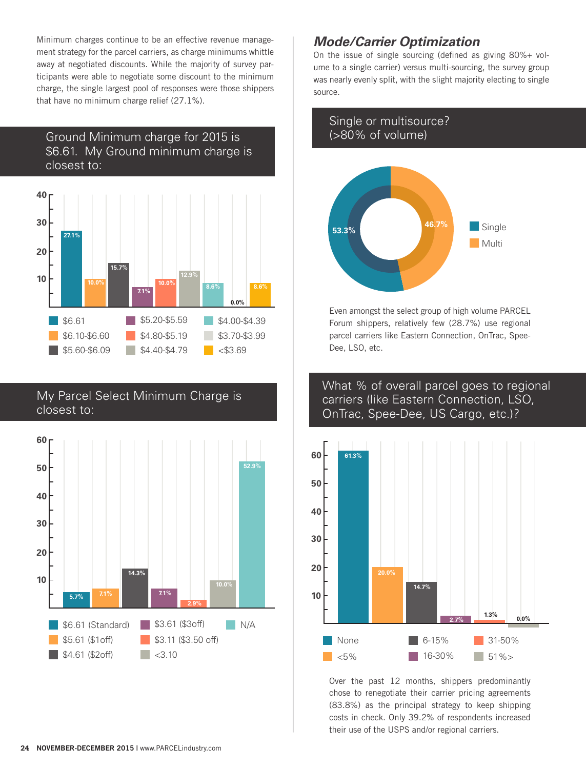Minimum charges continue to be an effective revenue management strategy for the parcel carriers, as charge minimums whittle away at negotiated discounts. While the majority of survey participants were able to negotiate some discount to the minimum charge, the single largest pool of responses were those shippers that have no minimum charge relief (27.1%).

### Ground Minimum charge for 2015 is $6.61. My Ground minimum charge is closest to:

| Ground minimum charge | % |
|---|---|
| $6.61 | 27.1% |
| $6.10-$6.60 | 10.0% |
| $5.60-$6.09 | 15.7% |
| $5.20-$5.59 | 7.1% |
| $4.80-$5.19 | 10.0% |
| $4.40-$4.79 | 12.9% |
| $4.00-$4.39 | 8.6% |
| $3.70-$3.99 | 0.0% |
| <$3.69 | 8.6% |

### My Parcel Select Minimum Charge is closest to:

| Parcel Select minimum charge | % |
|---|---|
| $6.61 (Standard) | 5.7% |
| $5.61 ($1off) | 7.1% |
| $4.61 ($2off) | 14.3% |
| $3.61 ($3off) | 7.1% |
| $3.11 ($3.50 off) | 2.9% |
| <3.10 | 10.0% |
| N/A | 52.9% |

## *Mode/Carrier Optimization*

On the issue of single sourcing (defined as giving 80%+ volume to a single carrier) versus multi-sourcing, the survey group was nearly evenly split, with the slight majority electing to single source.

### Single or multisource? (>80% of volume)

| | % |
|---|---|
| Single | 53.3% |
| Multi | 46.7% |

Even amongst the select group of high volume PARCEL Forum shippers, relatively few (28.7%) use regional parcel carriers like Eastern Connection, OnTrac, Spee-Dee, LSO, etc.

### What % of overall parcel goes to regional carriers (like Eastern Connection, LSO, OnTrac, Spee-Dee, US Cargo, etc.)?

| Share to regional carriers | % |
|---|---|
| None | 61.3% |
| <5% | 20.0% |
| 6-15% | 14.7% |
| 16-30% | 2.7% |
| 31-50% | 1.3% |
| 51%> | 0.0% |

Over the past 12 months, shippers predominantly chose to renegotiate their carrier pricing agreements (83.8%) as the principal strategy to keep shipping costs in check. Only 39.2% of respondents increased their use of the USPS and/or regional carriers.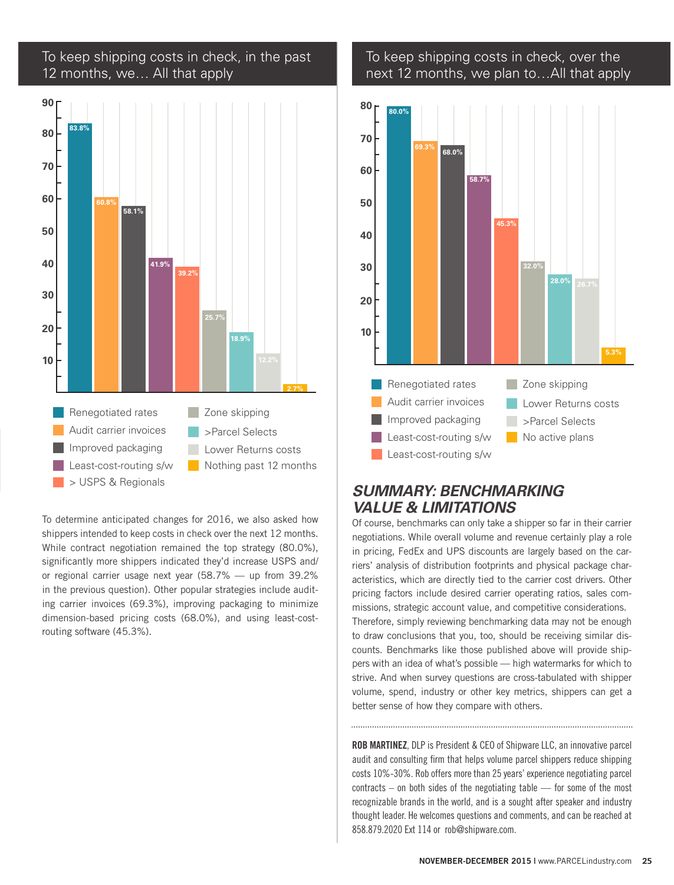## To keep shipping costs in check, in the past 12 months, we… All that apply

90
80
70
60
50
40
30
20
10

83.8%
60.8%
58.1%
41.9%
39.2%
25.7%
18.9%
12.2%
2.7%

Renegotiated rates
Audit carrier invoices
Improved packaging
Least-cost-routing s/w
> USPS & Regionals
Zone skipping
>Parcel Selects
Lower Returns costs
Nothing past 12 months

To determine anticipated changes for 2016, we also asked how shippers intended to keep costs in check over the next 12 months. While contract negotiation remained the top strategy (80.0%), significantly more shippers indicated they'd increase USPS and/or regional carrier usage next year (58.7% — up from 39.2% in the previous question). Other popular strategies include auditing carrier invoices (69.3%), improving packaging to minimize dimension-based pricing costs (68.0%), and using least-cost-routing software (45.3%).

## To keep shipping costs in check, over the next 12 months, we plan to…All that apply

80
70
60
50
40
30
20
10

80.0%
69.3%
68.0%
58.7%
45.3%
32.0%
28.0%
26.7%
5.3%

Renegotiated rates
Audit carrier invoices
Improved packaging
Least-cost-routing s/w
Least-cost-routing s/w
Zone skipping
Lower Returns costs
>Parcel Selects
No active plans

## *SUMMARY: BENCHMARKING VALUE & LIMITATIONS*

Of course, benchmarks can only take a shipper so far in their carrier negotiations. While overall volume and revenue certainly play a role in pricing, FedEx and UPS discounts are largely based on the carriers' analysis of distribution footprints and physical package characteristics, which are directly tied to the carrier cost drivers. Other pricing factors include desired carrier operating ratios, sales commissions, strategic account value, and competitive considerations. Therefore, simply reviewing benchmarking data may not be enough to draw conclusions that you, too, should be receiving similar discounts. Benchmarks like those published above will provide shippers with an idea of what's possible — high watermarks for which to strive. And when survey questions are cross-tabulated with shipper volume, spend, industry or other key metrics, shippers can get a better sense of how they compare with others.

**ROB MARTINEZ**, DLP is President & CEO of Shipware LLC, an innovative parcel audit and consulting firm that helps volume parcel shippers reduce shipping costs 10%-30%. Rob offers more than 25 years' experience negotiating parcel contracts – on both sides of the negotiating table — for some of the most recognizable brands in the world, and is a sought after speaker and industry thought leader. He welcomes questions and comments, and can be reached at 858.879.2020 Ext 114 or rob@shipware.com.